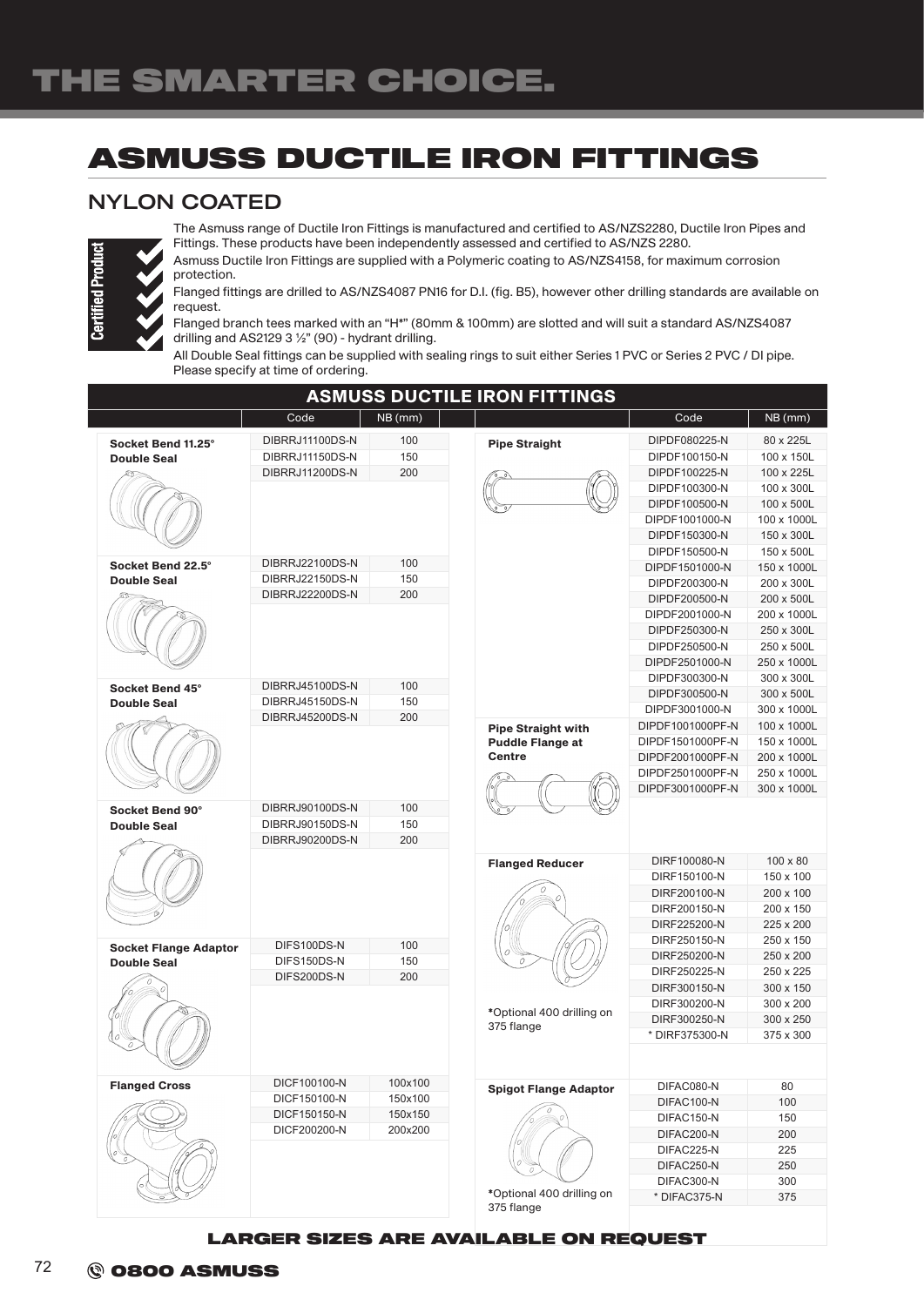# THE SMARTER CHOICE.

# ASMUSS DUCTILE IRON FITTINGS

## NYLON COATED

Certified Product

The Asmuss range of Ductile Iron Fittings is manufactured and certified to AS/NZS2280, Ductile Iron Pipes and Fittings. These products have been independently assessed and certified to AS/NZS 2280.

Asmuss Ductile Iron Fittings are supplied with a Polymeric coating to AS/NZS4158, for maximum corrosion protection.

Flanged fittings are drilled to AS/NZS4087 PN16 for D.I. (fig. B5), however other drilling standards are available on request.

Flanged branch tees marked with an "H*" (80mm & 100mm) are slotted and will suit a standard AS/NZS4087 drilling and AS2129 3 ½" (90) - hydrant drilling.

All Double Seal fittings can be supplied with sealing rings to suit either Series 1 PVC or Series 2 PVC / DI pipe. Please specify at time of ordering.

### ASMUSS DUCTILE IRON FITTINGS

| | Code | NB (mm) |
|---|---|---|
| **Socket Bend 11.25° Double Seal** | DIBRRJ11100DS-N | 100 |
| | DIBRRJ11150DS-N | 150 |
| | DIBRRJ11200DS-N | 200 |
| **Socket Bend 22.5° Double Seal** | DIBRRJ22100DS-N | 100 |
| | DIBRRJ22150DS-N | 150 |
| | DIBRRJ22200DS-N | 200 |
| **Socket Bend 45° Double Seal** | DIBRRJ45100DS-N | 100 |
| | DIBRRJ45150DS-N | 150 |
| | DIBRRJ45200DS-N | 200 |
| **Socket Bend 90° Double Seal** | DIBRRJ90100DS-N | 100 |
| | DIBRRJ90150DS-N | 150 |
| | DIBRRJ90200DS-N | 200 |
| **Socket Flange Adaptor Double Seal** | DIFS100DS-N | 100 |
| | DIFS150DS-N | 150 |
| | DIFS200DS-N | 200 |
| **Flanged Cross** | DICF100100-N | 100x100 |
| | DICF150100-N | 150x100 |
| | DICF150150-N | 150x150 |
| | DICF200200-N | 200x200 |

| | Code | NB (mm) |
|---|---|---|
| **Pipe Straight** | DIPDF080225-N | 80 x 225L |
| | DIPDF100150-N | 100 x 150L |
| | DIPDF100225-N | 100 x 225L |
| | DIPDF100300-N | 100 x 300L |
| | DIPDF100500-N | 100 x 500L |
| | DIPDF1001000-N | 100 x 1000L |
| | DIPDF150300-N | 150 x 300L |
| | DIPDF150500-N | 150 x 500L |
| | DIPDF1501000-N | 150 x 1000L |
| | DIPDF200300-N | 200 x 300L |
| | DIPDF200500-N | 200 x 500L |
| | DIPDF2001000-N | 200 x 1000L |
| | DIPDF250300-N | 250 x 300L |
| | DIPDF250500-N | 250 x 500L |
| | DIPDF2501000-N | 250 x 1000L |
| | DIPDF300300-N | 300 x 300L |
| | DIPDF300500-N | 300 x 500L |
| | DIPDF3001000-N | 300 x 1000L |
| **Pipe Straight with Puddle Flange at Centre** | DIPDF1001000PF-N | 100 x 1000L |
| | DIPDF1501000PF-N | 150 x 1000L |
| | DIPDF2001000PF-N | 200 x 1000L |
| | DIPDF2501000PF-N | 250 x 1000L |
| | DIPDF3001000PF-N | 300 x 1000L |
| **Flanged Reducer** | DIRF100080-N | 100 x 80 |
| | DIRF150100-N | 150 x 100 |
| | DIRF200100-N | 200 x 100 |
| | DIRF200150-N | 200 x 150 |
| | DIRF225200-N | 225 x 200 |
| | DIRF250150-N | 250 x 150 |
| | DIRF250200-N | 250 x 200 |
| | DIRF250225-N | 250 x 225 |
| | DIRF300150-N | 300 x 150 |
| | DIRF300200-N | 300 x 200 |
| *Optional 400 drilling on 375 flange | DIRF300250-N | 300 x 250 |
| | * DIRF375300-N | 375 x 300 |
| **Spigot Flange Adaptor** | DIFAC080-N | 80 |
| | DIFAC100-N | 100 |
| | DIFAC150-N | 150 |
| | DIFAC200-N | 200 |
| | DIFAC225-N | 225 |
| | DIFAC250-N | 250 |
| | DIFAC300-N | 300 |
| *Optional 400 drilling on 375 flange | * DIFAC375-N | 375 |

**LARGER SIZES ARE AVAILABLE ON REQUEST**

0800 ASMUSS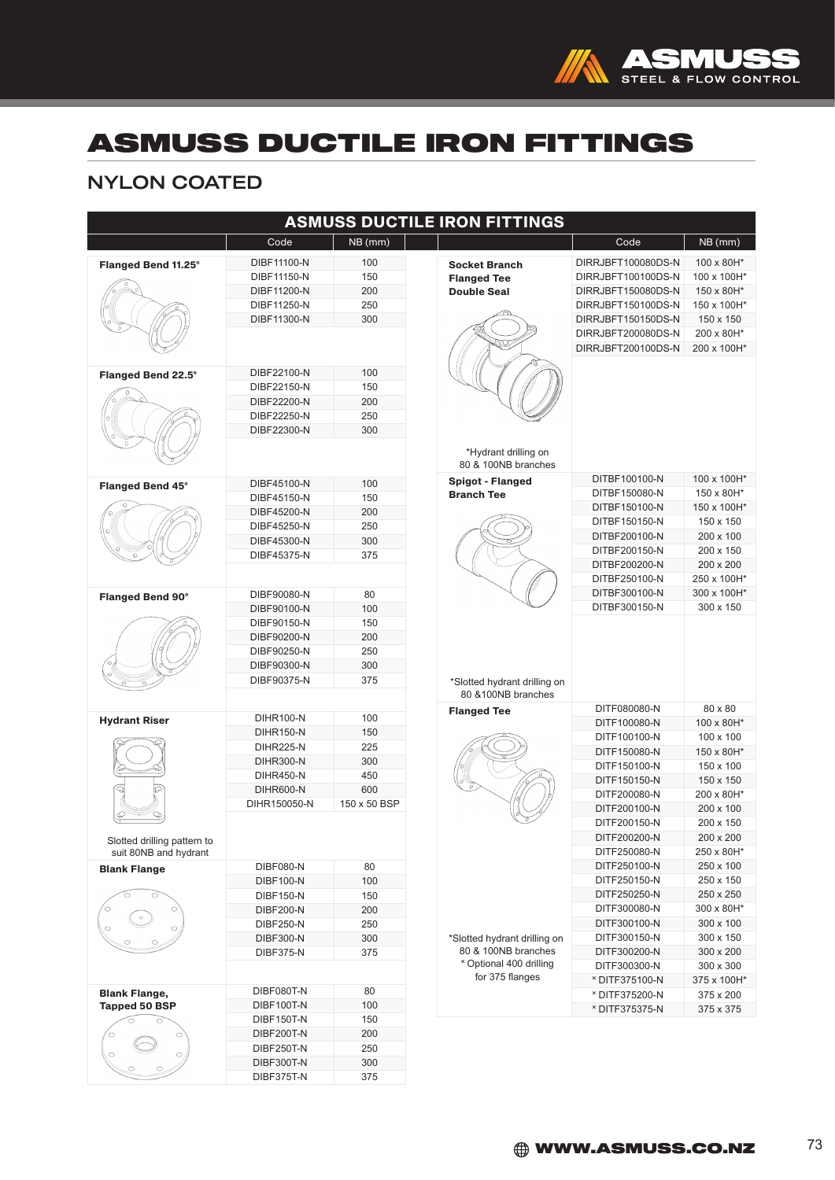# ASMUSS DUCTILE IRON FITTINGS

## NYLON COATED

### ASMUSS DUCTILE IRON FITTINGS

| | Code | NB (mm) |
|---|---|---|
| **Flanged Bend 11.25°** | DIBF11100-N | 100 |
| | DIBF11150-N | 150 |
| | DIBF11200-N | 200 |
| | DIBF11250-N | 250 |
| | DIBF11300-N | 300 |
| **Flanged Bend 22.5°** | DIBF22100-N | 100 |
| | DIBF22150-N | 150 |
| | DIBF22200-N | 200 |
| | DIBF22250-N | 250 |
| | DIBF22300-N | 300 |
| **Flanged Bend 45°** | DIBF45100-N | 100 |
| | DIBF45150-N | 150 |
| | DIBF45200-N | 200 |
| | DIBF45250-N | 250 |
| | DIBF45300-N | 300 |
| | DIBF45375-N | 375 |
| **Flanged Bend 90°** | DIBF90080-N | 80 |
| | DIBF90100-N | 100 |
| | DIBF90150-N | 150 |
| | DIBF90200-N | 200 |
| | DIBF90250-N | 250 |
| | DIBF90300-N | 300 |
| | DIBF90375-N | 375 |
| **Hydrant Riser** | DIHR100-N | 100 |
| | DIHR150-N | 150 |
| | DIHR225-N | 225 |
| | DIHR300-N | 300 |
| | DIHR450-N | 450 |
| | DIHR600-N | 600 |
| Slotted drilling pattern to suit 80NB and hydrant | DIHR150050-N | 150 x 50 BSP |
| **Blank Flange** | DIBF080-N | 80 |
| | DIBF100-N | 100 |
| | DIBF150-N | 150 |
| | DIBF200-N | 200 |
| | DIBF250-N | 250 |
| | DIBF300-N | 300 |
| | DIBF375-N | 375 |
| **Blank Flange, Tapped 50 BSP** | DIBF080T-N | 80 |
| | DIBF100T-N | 100 |
| | DIBF150T-N | 150 |
| | DIBF200T-N | 200 |
| | DIBF250T-N | 250 |
| | DIBF300T-N | 300 |
| | DIBF375T-N | 375 |

| | Code | NB (mm) |
|---|---|---|
| **Socket Branch Flanged Tee Double Seal** | DIRRJBFT100080DS-N | 100 x 80H* |
| | DIRRJBFT100100DS-N | 100 x 100H* |
| | DIRRJBFT150080DS-N | 150 x 80H* |
| | DIRRJBFT150100DS-N | 150 x 100H* |
| | DIRRJBFT150150DS-N | 150 x 150 |
| | DIRRJBFT200080DS-N | 200 x 80H* |
| *Hydrant drilling on 80 & 100NB branches | DIRRJBFT200100DS-N | 200 x 100H* |
| **Spigot - Flanged Branch Tee** | DITBF100100-N | 100 x 100H* |
| | DITBF150080-N | 150 x 80H* |
| | DITBF150100-N | 150 x 100H* |
| | DITBF150150-N | 150 x 150 |
| | DITBF200100-N | 200 x 100 |
| | DITBF200150-N | 200 x 150 |
| | DITBF200200-N | 200 x 200 |
| | DITBF250100-N | 250 x 100H* |
| | DITBF300100-N | 300 x 100H* |
| *Slotted hydrant drilling on 80 &100NB branches | DITBF300150-N | 300 x 150 |
| **Flanged Tee** | DITF080080-N | 80 x 80 |
| | DITF100080-N | 100 x 80H* |
| | DITF100100-N | 100 x 100 |
| | DITF150080-N | 150 x 80H* |
| | DITF150100-N | 150 x 100 |
| | DITF150150-N | 150 x 150 |
| | DITF200080-N | 200 x 80H* |
| | DITF200100-N | 200 x 100 |
| | DITF200150-N | 200 x 150 |
| | DITF200200-N | 200 x 200 |
| | DITF250080-N | 250 x 80H* |
| | DITF250100-N | 250 x 100 |
| | DITF250150-N | 250 x 150 |
| | DITF250250-N | 250 x 250 |
| | DITF300080-N | 300 x 80H* |
| | DITF300100-N | 300 x 100 |
| | DITF300150-N | 300 x 150 |
| | DITF300200-N | 300 x 200 |
| | DITF300300-N | 300 x 300 |
| | ˣ DITF375100-N | 375 x 100H* |
| | ˣ DITF375200-N | 375 x 200 |
| | ˣ DITF375375-N | 375 x 375 |

*Slotted hydrant drilling on 80 & 100NB branches
ˣ Optional 400 drilling for 375 flanges

**WWW.ASMUSS.CO.NZ**